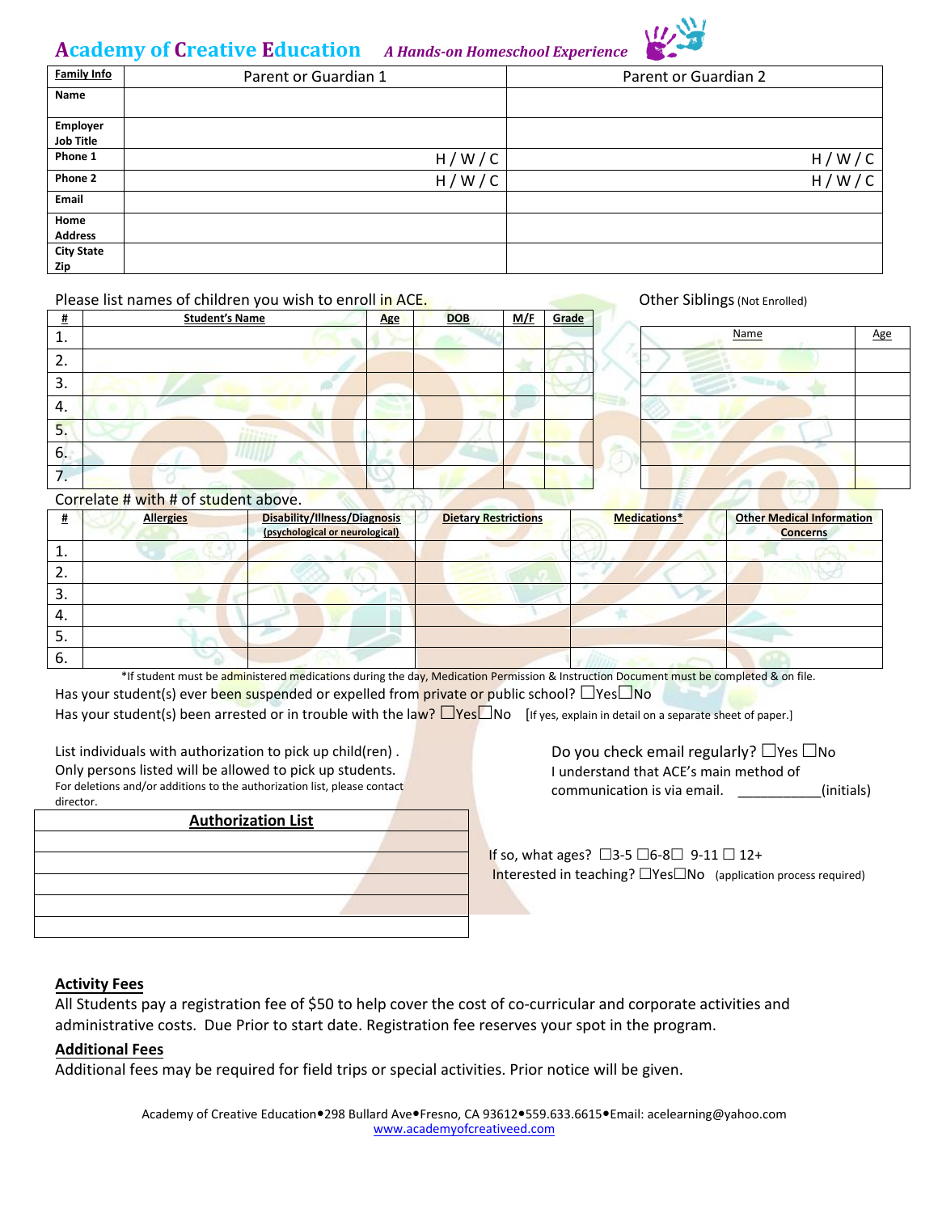# Academy of Creative Education *A Hands-on Homeschool Experience*

| Family Info | Parent or Guardian 1 | Parent or Guardian 2 |
|---|---|---|
| Name | | |
| Employer Job Title | | |
| Phone 1 | H / W / C | H / W / C |
| Phone 2 | H / W / C | H / W / C |
| Email | | |
| Home Address | | |
| City State Zip | | |

Please list names of children you wish to enroll in ACE.

| # | Student's Name | Age | DOB | M/F | Grade |
|---|---|---|---|---|---|
| 1. | | | | | |
| 2. | | | | | |
| 3. | | | | | |
| 4. | | | | | |
| 5. | | | | | |
| 6. | | | | | |
| 7. | | | | | |

Other Siblings (Not Enrolled)

| Name | Age |
|---|---|
| | |
| | |
| | |
| | |
| | |
| | |

Correlate # with # of student above.

| # | Allergies | Disability/Illness/Diagnosis (psychological or neurological) | Dietary Restrictions | Medications* | Other Medical Information Concerns |
|---|---|---|---|---|---|
| 1. | | | | | |
| 2. | | | | | |
| 3. | | | | | |
| 4. | | | | | |
| 5. | | | | | |
| 6. | | | | | |

*If student must be administered medications during the day, Medication Permission & Instruction Document must be completed & on file.

Has your student(s) ever been suspended or expelled from private or public school? ☐Yes☐No

Has your student(s) been arrested or in trouble with the law? ☐Yes☐No [If yes, explain in detail on a separate sheet of paper.]

List individuals with authorization to pick up child(ren) . Only persons listed will be allowed to pick up students.
For deletions and/or additions to the authorization list, please contact director.

| Authorization List |
|---|
| |
| |
| |
| |
| |

Do you check email regularly? ☐Yes ☐No
I understand that ACE's main method of communication is via email. ___________(initials)

If so, what ages? ☐3-5 ☐6-8☐ 9-11 ☐ 12+
Interested in teaching? ☐Yes☐No (application process required)

**Activity Fees**

All Students pay a registration fee of $50 to help cover the cost of co-curricular and corporate activities and administrative costs. Due Prior to start date. Registration fee reserves your spot in the program.

**Additional Fees**

Additional fees may be required for field trips or special activities. Prior notice will be given.

Academy of Creative Education•298 Bullard Ave•Fresno, CA 93612•559.633.6615•Email: acelearning@yahoo.com
www.academyofcreativeed.com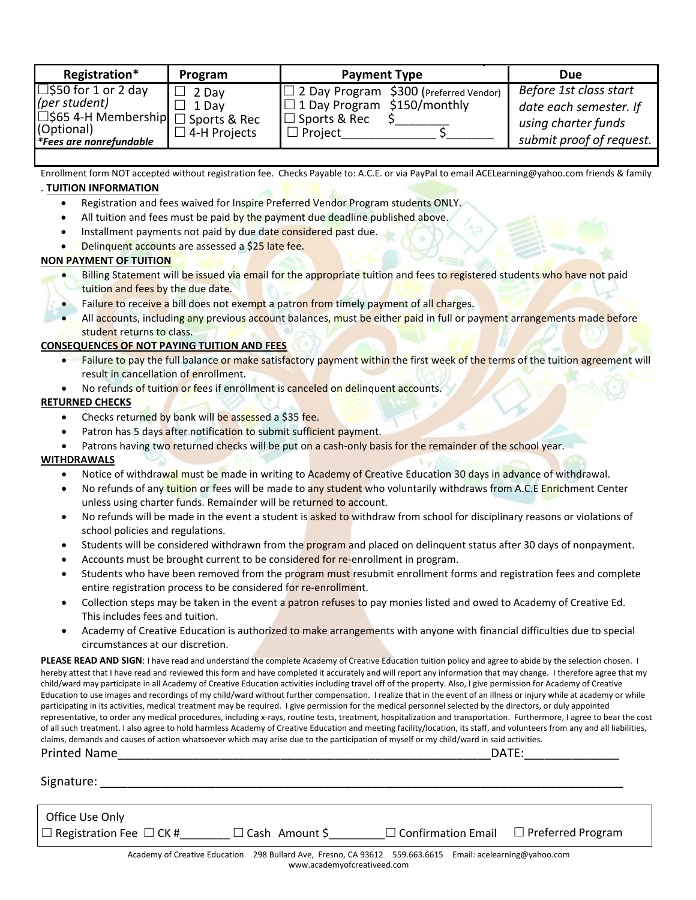| Registration* | Program | Payment Type | Due |
|---|---|---|---|
| ☐$50 for 1 or 2 day *(per student)* ☐$65 4-H Membership (Optional) ***Fees are nonrefundable*** | ☐ 2 Day ☐ 1 Day ☐ Sports & Rec ☐ 4-H Projects | ☐ 2 Day Program $300 (Preferred Vendor) ☐ 1 Day Program $150/monthly ☐ Sports & Rec $________ ☐ Project______________ $_______ | *Before 1st class start date each semester. If using charter funds submit proof of request.* |
| | | | |

Enrollment form NOT accepted without registration fee. Checks Payable to: A.C.E. or via PayPal to email ACELearning@yahoo.com friends & family

. **TUITION INFORMATION**

- Registration and fees waived for Inspire Preferred Vendor Program students ONLY.
- All tuition and fees must be paid by the payment due deadline published above.
- Installment payments not paid by due date considered past due.
- Delinquent accounts are assessed a $25 late fee.

**NON PAYMENT OF TUITION**

- Billing Statement will be issued via email for the appropriate tuition and fees to registered students who have not paid tuition and fees by the due date.
- Failure to receive a bill does not exempt a patron from timely payment of all charges.
- All accounts, including any previous account balances, must be either paid in full or payment arrangements made before student returns to class.

**CONSEQUENCES OF NOT PAYING TUITION AND FEES**

- Failure to pay the full balance or make satisfactory payment within the first week of the terms of the tuition agreement will result in cancellation of enrollment.
- No refunds of tuition or fees if enrollment is canceled on delinquent accounts.

**RETURNED CHECKS**

- Checks returned by bank will be assessed a $35 fee.
- Patron has 5 days after notification to submit sufficient payment.
- Patrons having two returned checks will be put on a cash-only basis for the remainder of the school year.

**WITHDRAWALS**

- Notice of withdrawal must be made in writing to Academy of Creative Education 30 days in advance of withdrawal.
- No refunds of any tuition or fees will be made to any student who voluntarily withdraws from A.C.E Enrichment Center unless using charter funds. Remainder will be returned to account.
- No refunds will be made in the event a student is asked to withdraw from school for disciplinary reasons or violations of school policies and regulations.
- Students will be considered withdrawn from the program and placed on delinquent status after 30 days of nonpayment.
- Accounts must be brought current to be considered for re-enrollment in program.
- Students who have been removed from the program must resubmit enrollment forms and registration fees and complete entire registration process to be considered for re-enrollment.
- Collection steps may be taken in the event a patron refuses to pay monies listed and owed to Academy of Creative Ed. This includes fees and tuition.
- Academy of Creative Education is authorized to make arrangements with anyone with financial difficulties due to special circumstances at our discretion.

**PLEASE READ AND SIGN**: I have read and understand the complete Academy of Creative Education tuition policy and agree to abide by the selection chosen. I hereby attest that I have read and reviewed this form and have completed it accurately and will report any information that may change. I therefore agree that my child/ward may participate in all Academy of Creative Education activities including travel off of the property. Also, I give permission for Academy of Creative Education to use images and recordings of my child/ward without further compensation. I realize that in the event of an illness or injury while at academy or while participating in its activities, medical treatment may be required. I give permission for the medical personnel selected by the directors, or duly appointed representative, to order any medical procedures, including x-rays, routine tests, treatment, hospitalization and transportation. Furthermore, I agree to bear the cost of all such treatment. I also agree to hold harmless Academy of Creative Education and meeting facility/location, its staff, and volunteers from any and all liabilities, claims, demands and causes of action whatsoever which may arise due to the participation of myself or my child/ward in said activities.

Printed Name____________________________________________________________DATE:______________

Signature: ________________________________________________________________________________

| Office Use Only | | | | |
|---|---|---|---|---|
| ☐ Registration Fee ☐ CK #________ | ☐ Cash Amount $_________ | ☐ Confirmation Email | ☐ Preferred Program | |

Academy of Creative Education 298 Bullard Ave, Fresno, CA 93612 559.663.6615 Email: acelearning@yahoo.com
www.academyofcreativeed.com